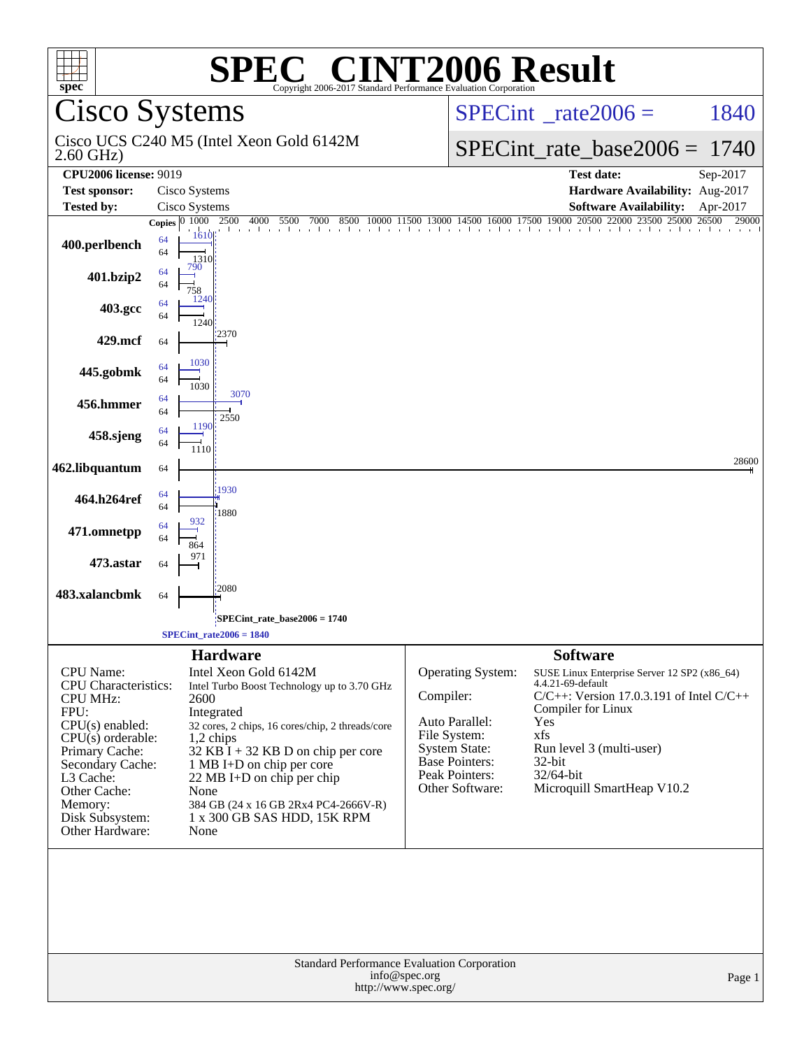# SPEC® CINT2006 Result

Copyright 2006-2017 Standard Performance Evaluation Corporation

## Cisco Systems

Cisco UCS C240 M5 (Intel Xeon Gold 6142M 2.60 GHz)

SPECint_rate2006 = 1840

SPECint_rate_base2006 = 1740

| | | | |
|---|---|---|---|
| **CPU2006 license:** 9019 | | **Test date:** | Sep-2017 |
| **Test sponsor:** | Cisco Systems | **Hardware Availability:** | Aug-2017 |
| **Tested by:** | Cisco Systems | **Software Availability:** | Apr-2017 |

| Benchmark | Copies (peak) | Peak | Copies (base) | Base |
|---|---|---|---|---|
| 400.perlbench | 64 | 1610 | 64 | 1310 |
| 401.bzip2 | 64 | 790 | 64 | 758 |
| 403.gcc | 64 | 1240 | 64 | 1240 |
| 429.mcf | | | 64 | 2370 |
| 445.gobmk | 64 | 1030 | 64 | 1030 |
| 456.hmmer | 64 | 3070 | 64 | 2550 |
| 458.sjeng | 64 | 1190 | 64 | 1110 |
| 462.libquantum | | | 64 | 28600 |
| 464.h264ref | 64 | 1930 | 64 | 1880 |
| 471.omnetpp | 64 | 932 | 64 | 864 |
| 473.astar | | | 64 | 971 |
| 483.xalancbmk | | | 64 | 2080 |

SPECint_rate_base2006 = 1740

SPECint_rate2006 = 1840

### Hardware

| | |
|---|---|
| CPU Name: | Intel Xeon Gold 6142M |
| CPU Characteristics: | Intel Turbo Boost Technology up to 3.70 GHz |
| CPU MHz: | 2600 |
| FPU: | Integrated |
| CPU(s) enabled: | 32 cores, 2 chips, 16 cores/chip, 2 threads/core |
| CPU(s) orderable: | 1,2 chips |
| Primary Cache: | 32 KB I + 32 KB D on chip per core |
| Secondary Cache: | 1 MB I+D on chip per core |
| L3 Cache: | 22 MB I+D on chip per chip |
| Other Cache: | None |
| Memory: | 384 GB (24 x 16 GB 2Rx4 PC4-2666V-R) |
| Disk Subsystem: | 1 x 300 GB SAS HDD, 15K RPM |
| Other Hardware: | None |

### Software

| | |
|---|---|
| Operating System: | SUSE Linux Enterprise Server 12 SP2 (x86_64) 4.4.21-69-default |
| Compiler: | C/C++: Version 17.0.3.191 of Intel C/C++ Compiler for Linux |
| Auto Parallel: | Yes |
| File System: | xfs |
| System State: | Run level 3 (multi-user) |
| Base Pointers: | 32-bit |
| Peak Pointers: | 32/64-bit |
| Other Software: | Microquill SmartHeap V10.2 |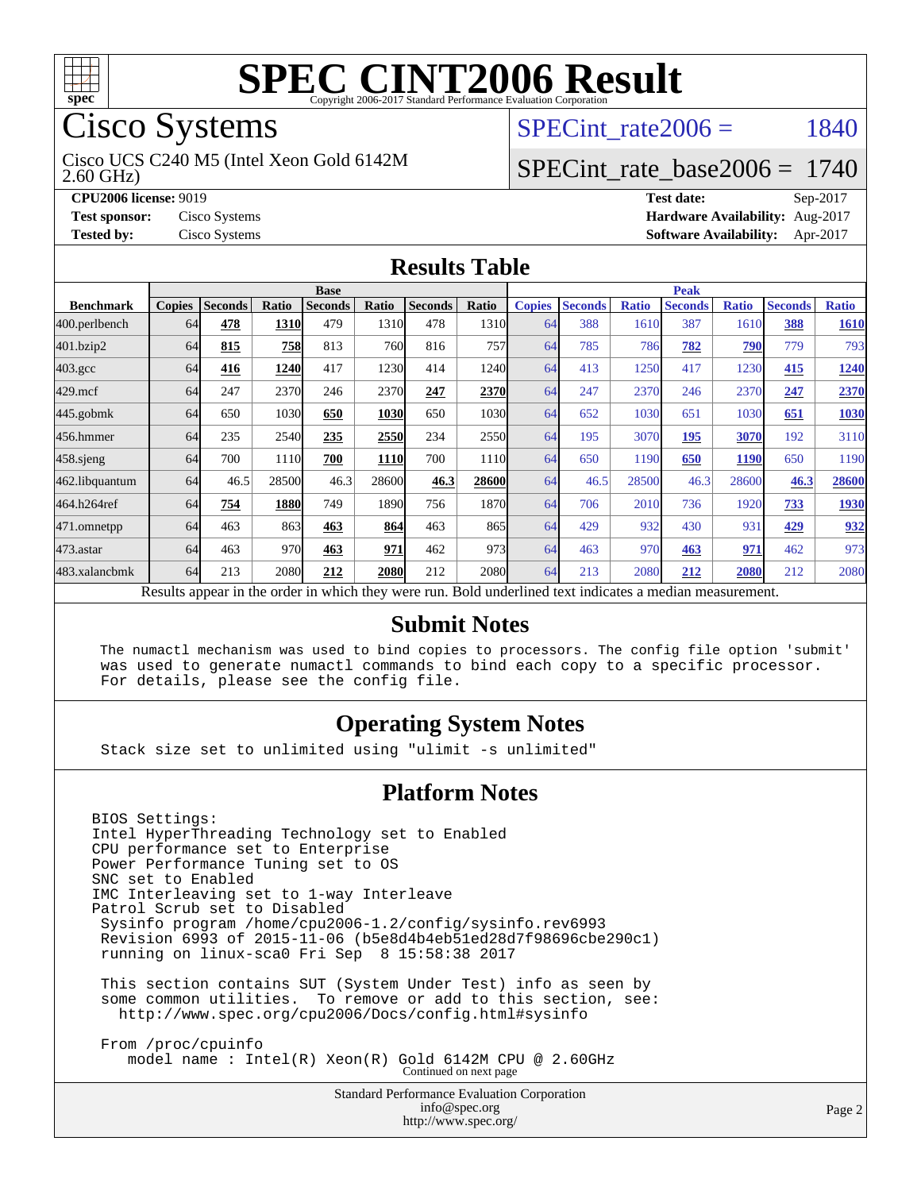# SPEC CINT2006 Result

Copyright 2006-2017 Standard Performance Evaluation Corporation

## Cisco Systems

Cisco UCS C240 M5 (Intel Xeon Gold 6142M 2.60 GHz)

SPECint_rate2006 = 1840

SPECint_rate_base2006 = 1740

**CPU2006 license:** 9019
**Test sponsor:** Cisco Systems
**Tested by:** Cisco Systems

**Test date:** Sep-2017
**Hardware Availability:** Aug-2017
**Software Availability:** Apr-2017

## Results Table

| Benchmark | Base | | | | | | | Peak | | | | | | |
|---|---|---|---|---|---|---|---|---|---|---|---|---|---|---|
| | Copies | Seconds | Ratio | Seconds | Ratio | Seconds | Ratio | Copies | Seconds | Ratio | Seconds | Ratio | Seconds | Ratio |
| 400.perlbench | 64 | **478** | **1310** | 479 | 1310 | 478 | 1310 | 64 | 388 | 1610 | 387 | 1610 | **388** | **1610** |
| 401.bzip2 | 64 | **815** | **758** | 813 | 760 | 816 | 757 | 64 | 785 | 786 | **782** | **790** | 779 | 793 |
| 403.gcc | 64 | **416** | **1240** | 417 | 1230 | 414 | 1240 | 64 | 413 | 1250 | 417 | 1230 | **415** | **1240** |
| 429.mcf | 64 | 247 | 2370 | 246 | 2370 | **247** | **2370** | 64 | 247 | 2370 | 246 | 2370 | **247** | **2370** |
| 445.gobmk | 64 | 650 | 1030 | **650** | **1030** | 650 | 1030 | 64 | 652 | 1030 | 651 | 1030 | **651** | **1030** |
| 456.hmmer | 64 | 235 | 2540 | **235** | **2550** | 234 | 2550 | 64 | 195 | 3070 | **195** | **3070** | 192 | 3110 |
| 458.sjeng | 64 | 700 | 1110 | **700** | **1110** | 700 | 1110 | 64 | 650 | 1190 | **650** | **1190** | 650 | 1190 |
| 462.libquantum | 64 | 46.5 | 28500 | 46.3 | 28600 | **46.3** | **28600** | 64 | 46.5 | 28500 | 46.3 | 28600 | **46.3** | **28600** |
| 464.h264ref | 64 | **754** | **1880** | 749 | 1890 | 756 | 1870 | 64 | 706 | 2010 | 736 | 1920 | **733** | **1930** |
| 471.omnetpp | 64 | 463 | 863 | **463** | **864** | 463 | 865 | 64 | 429 | 932 | 430 | 931 | **429** | **932** |
| 473.astar | 64 | 463 | 970 | **463** | **971** | 462 | 973 | 64 | 463 | 970 | **463** | **971** | 462 | 973 |
| 483.xalancbmk | 64 | 213 | 2080 | **212** | **2080** | 212 | 2080 | 64 | 213 | 2080 | **212** | **2080** | 212 | 2080 |

Results appear in the order in which they were run. Bold underlined text indicates a median measurement.

## Submit Notes

```
The numactl mechanism was used to bind copies to processors. The config file option 'submit'
was used to generate numactl commands to bind each copy to a specific processor.
For details, please see the config file.
```

## Operating System Notes

```
Stack size set to unlimited using "ulimit -s unlimited"
```

## Platform Notes

```
BIOS Settings:
Intel HyperThreading Technology set to Enabled
CPU performance set to Enterprise
Power Performance Tuning set to OS
SNC set to Enabled
IMC Interleaving set to 1-way Interleave
Patrol Scrub set to Disabled
 Sysinfo program /home/cpu2006-1.2/config/sysinfo.rev6993
 Revision 6993 of 2015-11-06 (b5e8d4b4eb51ed28d7f98696cbe290c1)
 running on linux-sca0 Fri Sep  8 15:58:38 2017

 This section contains SUT (System Under Test) info as seen by
 some common utilities.  To remove or add to this section, see:
   http://www.spec.org/cpu2006/Docs/config.html#sysinfo

 From /proc/cpuinfo
    model name : Intel(R) Xeon(R) Gold 6142M CPU @ 2.60GHz
```

Continued on next page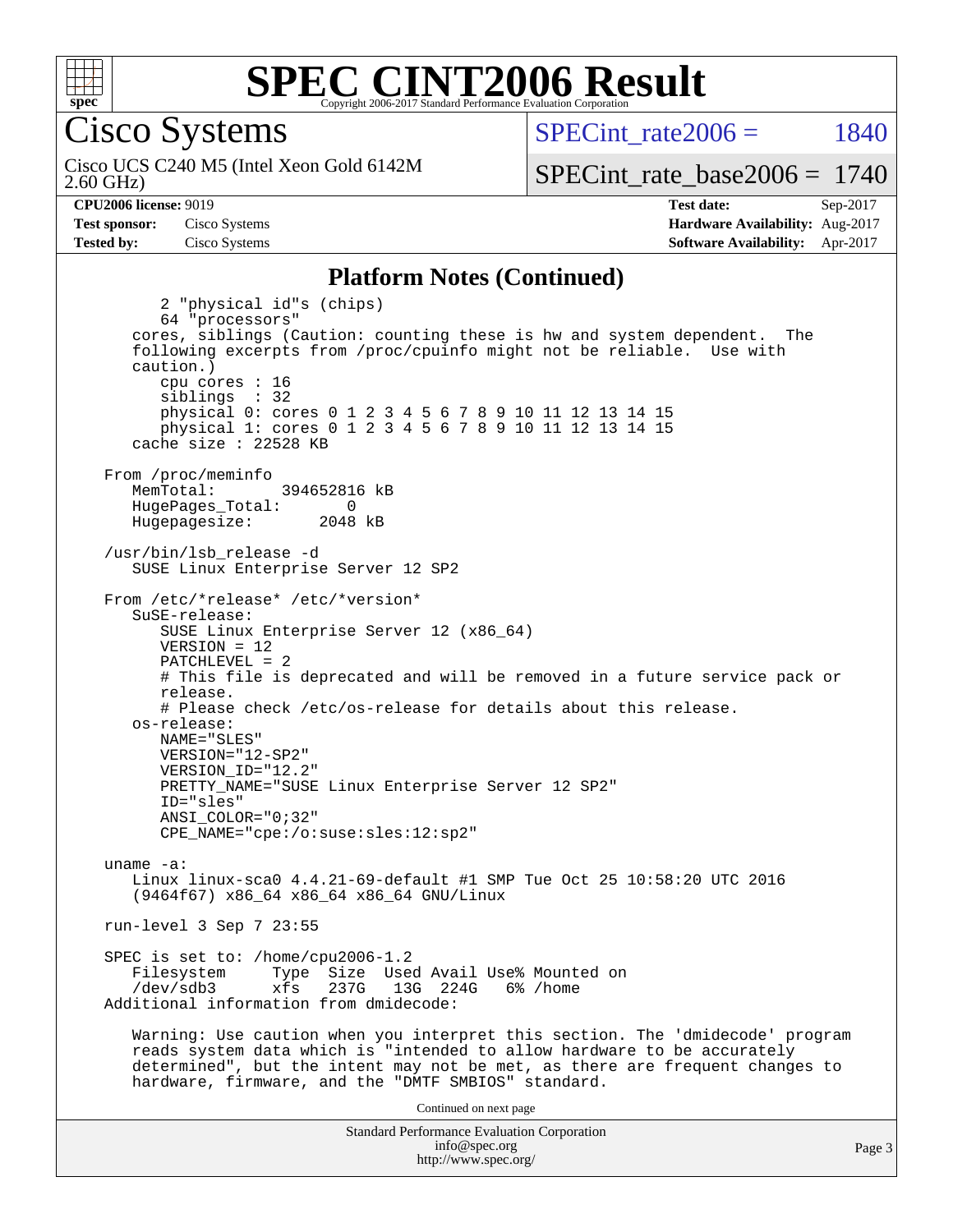# SPEC CINT2006 Result

Copyright 2006-2017 Standard Performance Evaluation Corporation

## Cisco Systems

Cisco UCS C240 M5 (Intel Xeon Gold 6142M 2.60 GHz)

SPECint_rate2006 = 1840

SPECint_rate_base2006 = 1740

**CPU2006 license:** 9019
**Test sponsor:** Cisco Systems
**Tested by:** Cisco Systems

**Test date:** Sep-2017
**Hardware Availability:** Aug-2017
**Software Availability:** Apr-2017

### Platform Notes (Continued)

```
        2 "physical id"s (chips)
        64 "processors"
    cores, siblings (Caution: counting these is hw and system dependent.  The
    following excerpts from /proc/cpuinfo might not be reliable.  Use with
    caution.)
        cpu cores : 16
        siblings  : 32
        physical 0: cores 0 1 2 3 4 5 6 7 8 9 10 11 12 13 14 15
        physical 1: cores 0 1 2 3 4 5 6 7 8 9 10 11 12 13 14 15
    cache size : 22528 KB

 From /proc/meminfo
    MemTotal:       394652816 kB
    HugePages_Total:       0
    Hugepagesize:       2048 kB

 /usr/bin/lsb_release -d
    SUSE Linux Enterprise Server 12 SP2

 From /etc/*release* /etc/*version*
    SuSE-release:
        SUSE Linux Enterprise Server 12 (x86_64)
        VERSION = 12
        PATCHLEVEL = 2
        # This file is deprecated and will be removed in a future service pack or
        release.
        # Please check /etc/os-release for details about this release.
    os-release:
        NAME="SLES"
        VERSION="12-SP2"
        VERSION_ID="12.2"
        PRETTY_NAME="SUSE Linux Enterprise Server 12 SP2"
        ID="sles"
        ANSI_COLOR="0;32"
        CPE_NAME="cpe:/o:suse:sles:12:sp2"

 uname -a:
    Linux linux-sca0 4.4.21-69-default #1 SMP Tue Oct 25 10:58:20 UTC 2016
    (9464f67) x86_64 x86_64 x86_64 GNU/Linux

 run-level 3 Sep 7 23:55

 SPEC is set to: /home/cpu2006-1.2
    Filesystem     Type  Size  Used Avail Use% Mounted on
    /dev/sdb3      xfs   237G   13G  224G   6% /home
 Additional information from dmidecode:

    Warning: Use caution when you interpret this section. The 'dmidecode' program
    reads system data which is "intended to allow hardware to be accurately
    determined", but the intent may not be met, as there are frequent changes to
    hardware, firmware, and the "DMTF SMBIOS" standard.
```

Continued on next page

Standard Performance Evaluation Corporation
info@spec.org
http://www.spec.org/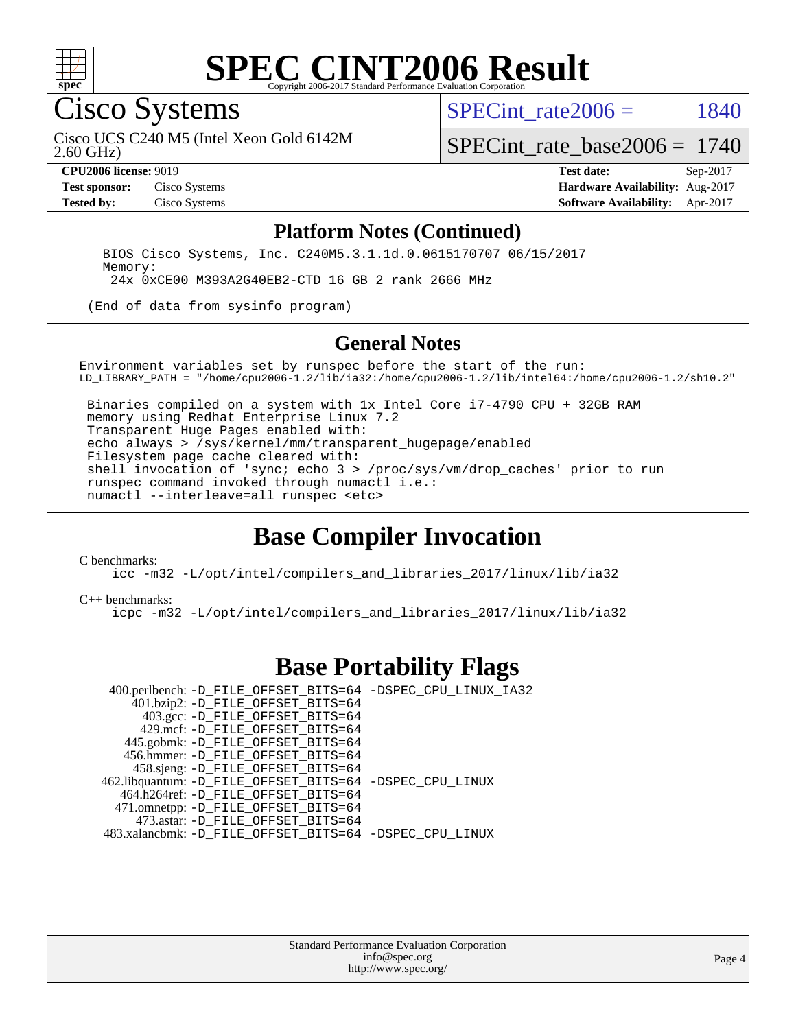# SPEC CINT2006 Result

Copyright 2006-2017 Standard Performance Evaluation Corporation

## Cisco Systems

Cisco UCS C240 M5 (Intel Xeon Gold 6142M 2.60 GHz)

SPECint_rate2006 = 1840

SPECint_rate_base2006 = 1740

| | | | |
|---|---|---|---|
| **CPU2006 license:** 9019 | | **Test date:** | Sep-2017 |
| **Test sponsor:** | Cisco Systems | **Hardware Availability:** | Aug-2017 |
| **Tested by:** | Cisco Systems | **Software Availability:** | Apr-2017 |

### Platform Notes (Continued)

```
BIOS Cisco Systems, Inc. C240M5.3.1.1d.0.0615170707 06/15/2017
Memory:
 24x 0xCE00 M393A2G40EB2-CTD 16 GB 2 rank 2666 MHz

(End of data from sysinfo program)
```

### General Notes

```
Environment variables set by runspec before the start of the run:
LD_LIBRARY_PATH = "/home/cpu2006-1.2/lib/ia32:/home/cpu2006-1.2/lib/intel64:/home/cpu2006-1.2/sh10.2"

 Binaries compiled on a system with 1x Intel Core i7-4790 CPU + 32GB RAM
 memory using Redhat Enterprise Linux 7.2
 Transparent Huge Pages enabled with:
 echo always > /sys/kernel/mm/transparent_hugepage/enabled
 Filesystem page cache cleared with:
 shell invocation of 'sync; echo 3 > /proc/sys/vm/drop_caches' prior to run
 runspec command invoked through numactl i.e.:
 numactl --interleave=all runspec <etc>
```

## Base Compiler Invocation

C benchmarks:

```
icc -m32 -L/opt/intel/compilers_and_libraries_2017/linux/lib/ia32
```

C++ benchmarks:

```
icpc -m32 -L/opt/intel/compilers_and_libraries_2017/linux/lib/ia32
```

## Base Portability Flags

| Benchmark | Flags |
|---|---|
| 400.perlbench: | -D_FILE_OFFSET_BITS=64 -DSPEC_CPU_LINUX_IA32 |
| 401.bzip2: | -D_FILE_OFFSET_BITS=64 |
| 403.gcc: | -D_FILE_OFFSET_BITS=64 |
| 429.mcf: | -D_FILE_OFFSET_BITS=64 |
| 445.gobmk: | -D_FILE_OFFSET_BITS=64 |
| 456.hmmer: | -D_FILE_OFFSET_BITS=64 |
| 458.sjeng: | -D_FILE_OFFSET_BITS=64 |
| 462.libquantum: | -D_FILE_OFFSET_BITS=64 -DSPEC_CPU_LINUX |
| 464.h264ref: | -D_FILE_OFFSET_BITS=64 |
| 471.omnetpp: | -D_FILE_OFFSET_BITS=64 |
| 473.astar: | -D_FILE_OFFSET_BITS=64 |
| 483.xalancbmk: | -D_FILE_OFFSET_BITS=64 -DSPEC_CPU_LINUX |

Standard Performance Evaluation Corporation
info@spec.org
http://www.spec.org/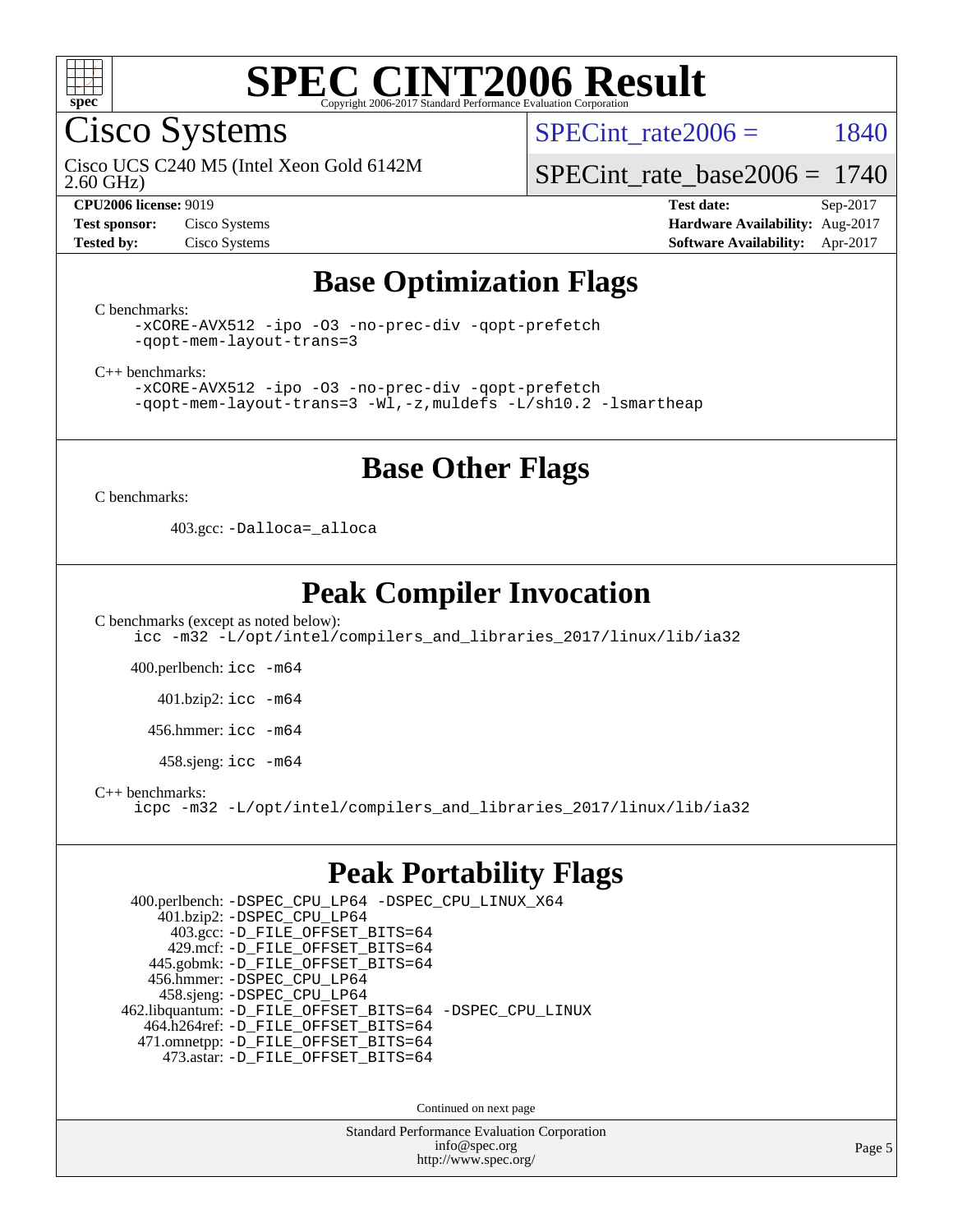# SPEC CINT2006 Result

## Cisco Systems

Cisco UCS C240 M5 (Intel Xeon Gold 6142M 2.60 GHz)

SPECint_rate2006 = 1840

SPECint_rate_base2006 = 1740

**CPU2006 license:** 9019
**Test sponsor:** Cisco Systems
**Tested by:** Cisco Systems

**Test date:** Sep-2017
**Hardware Availability:** Aug-2017
**Software Availability:** Apr-2017

## Base Optimization Flags

C benchmarks:

```
-xCORE-AVX512 -ipo -O3 -no-prec-div -qopt-prefetch
-qopt-mem-layout-trans=3
```

C++ benchmarks:

```
-xCORE-AVX512 -ipo -O3 -no-prec-div -qopt-prefetch
-qopt-mem-layout-trans=3 -Wl,-z,muldefs -L/sh10.2 -lsmartheap
```

## Base Other Flags

C benchmarks:

403.gcc: `-Dalloca=_alloca`

## Peak Compiler Invocation

C benchmarks (except as noted below):

```
icc -m32 -L/opt/intel/compilers_and_libraries_2017/linux/lib/ia32
```

400.perlbench: `icc -m64`

401.bzip2: `icc -m64`

456.hmmer: `icc -m64`

458.sjeng: `icc -m64`

C++ benchmarks:

```
icpc -m32 -L/opt/intel/compilers_and_libraries_2017/linux/lib/ia32
```

## Peak Portability Flags

400.perlbench: `-DSPEC_CPU_LP64 -DSPEC_CPU_LINUX_X64`
401.bzip2: `-DSPEC_CPU_LP64`
403.gcc: `-D_FILE_OFFSET_BITS=64`
429.mcf: `-D_FILE_OFFSET_BITS=64`
445.gobmk: `-D_FILE_OFFSET_BITS=64`
456.hmmer: `-DSPEC_CPU_LP64`
458.sjeng: `-DSPEC_CPU_LP64`
462.libquantum: `-D_FILE_OFFSET_BITS=64 -DSPEC_CPU_LINUX`
464.h264ref: `-D_FILE_OFFSET_BITS=64`
471.omnetpp: `-D_FILE_OFFSET_BITS=64`
473.astar: `-D_FILE_OFFSET_BITS=64`

Continued on next page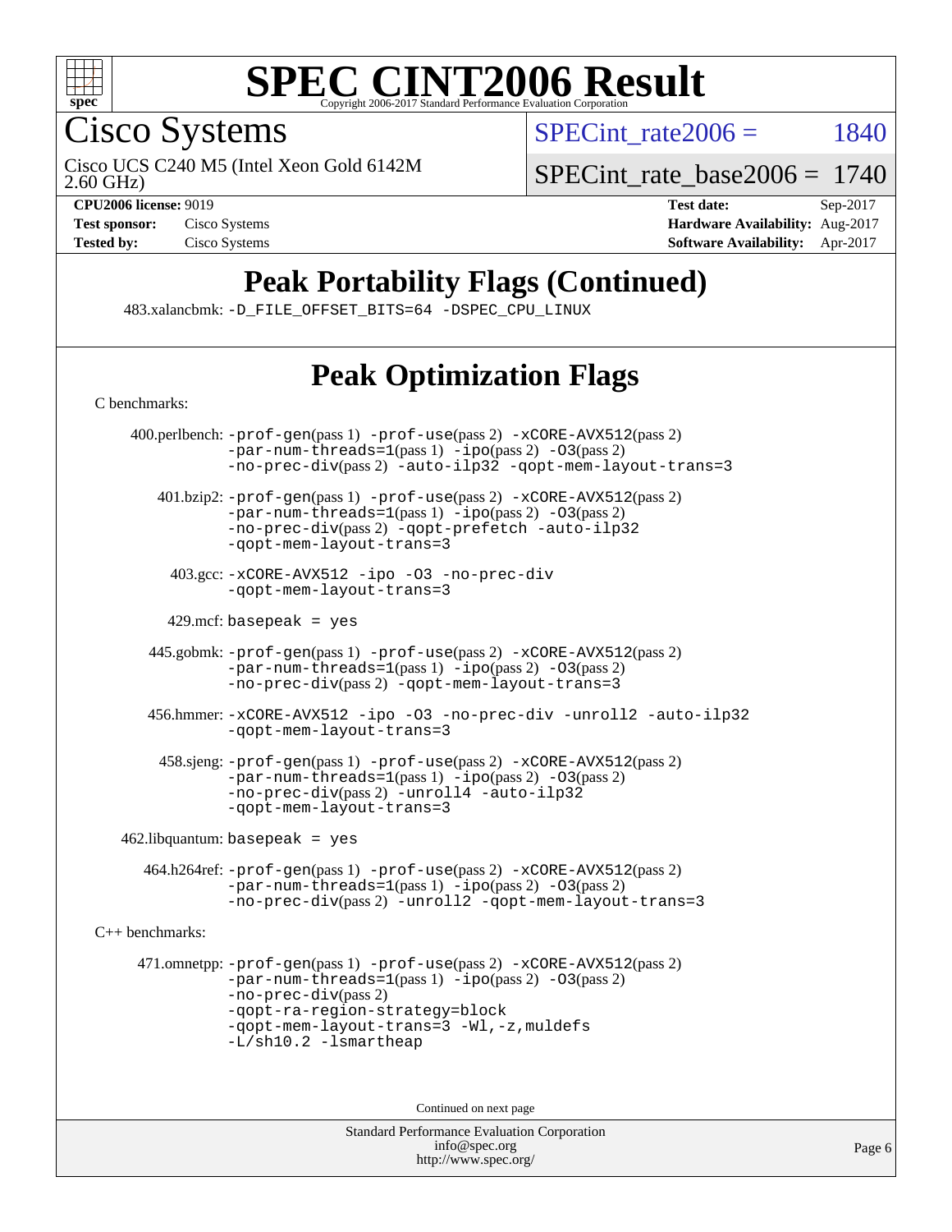# Peak Portability Flags (Continued)

483.xalancbmk: -D_FILE_OFFSET_BITS=64 -DSPEC_CPU_LINUX

# Peak Optimization Flags

C benchmarks:

400.perlbench: -prof-gen(pass 1) -prof-use(pass 2) -xCORE-AVX512(pass 2) -par-num-threads=1(pass 1) -ipo(pass 2) -O3(pass 2) -no-prec-div(pass 2) -auto-ilp32 -qopt-mem-layout-trans=3

401.bzip2: -prof-gen(pass 1) -prof-use(pass 2) -xCORE-AVX512(pass 2) -par-num-threads=1(pass 1) -ipo(pass 2) -O3(pass 2) -no-prec-div(pass 2) -qopt-prefetch -auto-ilp32 -qopt-mem-layout-trans=3

403.gcc: -xCORE-AVX512 -ipo -O3 -no-prec-div -qopt-mem-layout-trans=3

429.mcf: basepeak = yes

445.gobmk: -prof-gen(pass 1) -prof-use(pass 2) -xCORE-AVX512(pass 2) -par-num-threads=1(pass 1) -ipo(pass 2) -O3(pass 2) -no-prec-div(pass 2) -qopt-mem-layout-trans=3

456.hmmer: -xCORE-AVX512 -ipo -O3 -no-prec-div -unroll2 -auto-ilp32 -qopt-mem-layout-trans=3

458.sjeng: -prof-gen(pass 1) -prof-use(pass 2) -xCORE-AVX512(pass 2) -par-num-threads=1(pass 1) -ipo(pass 2) -O3(pass 2) -no-prec-div(pass 2) -unroll4 -auto-ilp32 -qopt-mem-layout-trans=3

462.libquantum: basepeak = yes

464.h264ref: -prof-gen(pass 1) -prof-use(pass 2) -xCORE-AVX512(pass 2) -par-num-threads=1(pass 1) -ipo(pass 2) -O3(pass 2) -no-prec-div(pass 2) -unroll2 -qopt-mem-layout-trans=3

C++ benchmarks:

471.omnetpp: -prof-gen(pass 1) -prof-use(pass 2) -xCORE-AVX512(pass 2) -par-num-threads=1(pass 1) -ipo(pass 2) -O3(pass 2) -no-prec-div(pass 2) -qopt-ra-region-strategy=block -qopt-mem-layout-trans=3 -Wl,-z,muldefs -L/sh10.2 -lsmartheap

Continued on next page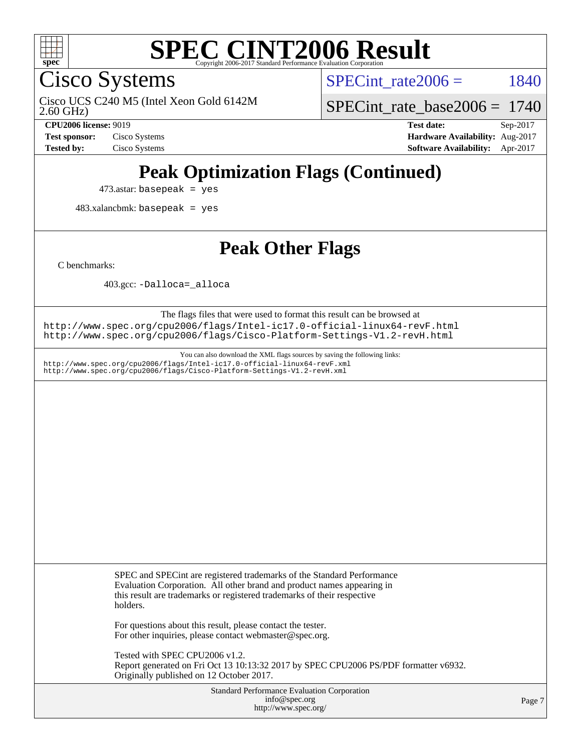# SPEC CINT2006 Result

Copyright 2006-2017 Standard Performance Evaluation Corporation

Cisco Systems

Cisco UCS C240 M5 (Intel Xeon Gold 6142M 2.60 GHz)

SPECint_rate2006 = 1840

SPECint_rate_base2006 = 1740

**CPU2006 license:** 9019
**Test sponsor:** Cisco Systems
**Tested by:** Cisco Systems

**Test date:** Sep-2017
**Hardware Availability:** Aug-2017
**Software Availability:** Apr-2017

## Peak Optimization Flags (Continued)

473.astar: `basepeak = yes`

483.xalancbmk: `basepeak = yes`

## Peak Other Flags

C benchmarks:

403.gcc: `-Dalloca=_alloca`

The flags files that were used to format this result can be browsed at
http://www.spec.org/cpu2006/flags/Intel-ic17.0-official-linux64-revF.html
http://www.spec.org/cpu2006/flags/Cisco-Platform-Settings-V1.2-revH.html

You can also download the XML flags sources by saving the following links:
http://www.spec.org/cpu2006/flags/Intel-ic17.0-official-linux64-revF.xml
http://www.spec.org/cpu2006/flags/Cisco-Platform-Settings-V1.2-revH.xml

SPEC and SPECint are registered trademarks of the Standard Performance Evaluation Corporation. All other brand and product names appearing in this result are trademarks or registered trademarks of their respective holders.

For questions about this result, please contact the tester.
For other inquiries, please contact webmaster@spec.org.

Tested with SPEC CPU2006 v1.2.
Report generated on Fri Oct 13 10:13:32 2017 by SPEC CPU2006 PS/PDF formatter v6932.
Originally published on 12 October 2017.